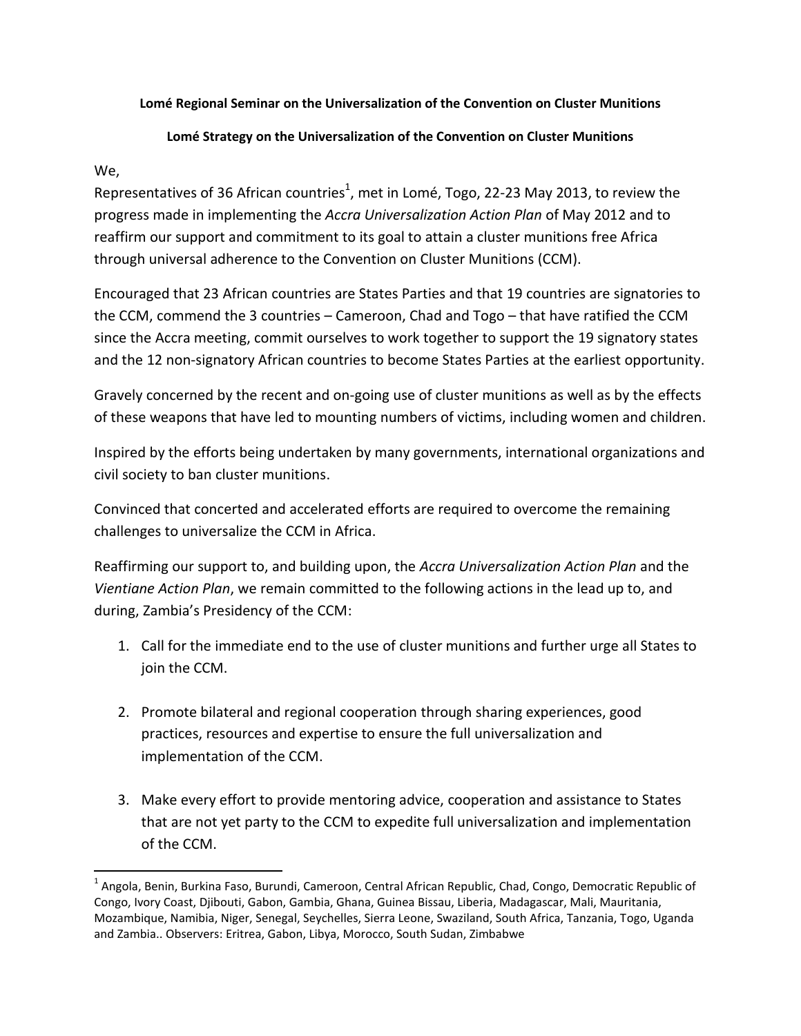**Lomé Regional Seminar on the Universalization of the Convention on Cluster Munitions**

**Lomé Strategy on the Universalization of the Convention on Cluster Munitions**

We,

Representatives of 36 African countries[1], met in Lomé, Togo, 22-23 May 2013, to review the progress made in implementing the *Accra Universalization Action Plan* of May 2012 and to reaffirm our support and commitment to its goal to attain a cluster munitions free Africa through universal adherence to the Convention on Cluster Munitions (CCM).

Encouraged that 23 African countries are States Parties and that 19 countries are signatories to the CCM, commend the 3 countries – Cameroon, Chad and Togo – that have ratified the CCM since the Accra meeting, commit ourselves to work together to support the 19 signatory states and the 12 non-signatory African countries to become States Parties at the earliest opportunity.

Gravely concerned by the recent and on-going use of cluster munitions as well as by the effects of these weapons that have led to mounting numbers of victims, including women and children.

Inspired by the efforts being undertaken by many governments, international organizations and civil society to ban cluster munitions.

Convinced that concerted and accelerated efforts are required to overcome the remaining challenges to universalize the CCM in Africa.

Reaffirming our support to, and building upon, the *Accra Universalization Action Plan* and the *Vientiane Action Plan*, we remain committed to the following actions in the lead up to, and during, Zambia's Presidency of the CCM:

1. Call for the immediate end to the use of cluster munitions and further urge all States to join the CCM.

2. Promote bilateral and regional cooperation through sharing experiences, good practices, resources and expertise to ensure the full universalization and implementation of the CCM.

3. Make every effort to provide mentoring advice, cooperation and assistance to States that are not yet party to the CCM to expedite full universalization and implementation of the CCM.

---

[1] Angola, Benin, Burkina Faso, Burundi, Cameroon, Central African Republic, Chad, Congo, Democratic Republic of Congo, Ivory Coast, Djibouti, Gabon, Gambia, Ghana, Guinea Bissau, Liberia, Madagascar, Mali, Mauritania, Mozambique, Namibia, Niger, Senegal, Seychelles, Sierra Leone, Swaziland, South Africa, Tanzania, Togo, Uganda and Zambia.. Observers: Eritrea, Gabon, Libya, Morocco, South Sudan, Zimbabwe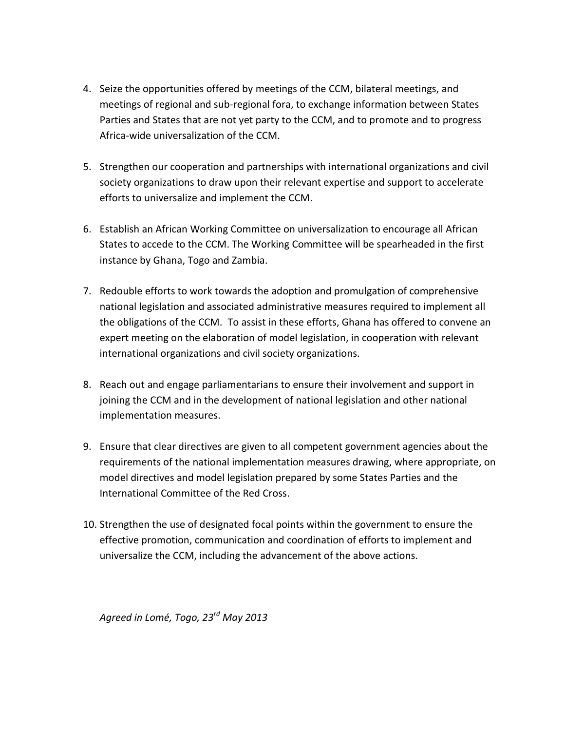4. Seize the opportunities offered by meetings of the CCM, bilateral meetings, and meetings of regional and sub-regional fora, to exchange information between States Parties and States that are not yet party to the CCM, and to promote and to progress Africa-wide universalization of the CCM.

5. Strengthen our cooperation and partnerships with international organizations and civil society organizations to draw upon their relevant expertise and support to accelerate efforts to universalize and implement the CCM.

6. Establish an African Working Committee on universalization to encourage all African States to accede to the CCM. The Working Committee will be spearheaded in the first instance by Ghana, Togo and Zambia.

7. Redouble efforts to work towards the adoption and promulgation of comprehensive national legislation and associated administrative measures required to implement all the obligations of the CCM. To assist in these efforts, Ghana has offered to convene an expert meeting on the elaboration of model legislation, in cooperation with relevant international organizations and civil society organizations.

8. Reach out and engage parliamentarians to ensure their involvement and support in joining the CCM and in the development of national legislation and other national implementation measures.

9. Ensure that clear directives are given to all competent government agencies about the requirements of the national implementation measures drawing, where appropriate, on model directives and model legislation prepared by some States Parties and the International Committee of the Red Cross.

10. Strengthen the use of designated focal points within the government to ensure the effective promotion, communication and coordination of efforts to implement and universalize the CCM, including the advancement of the above actions.

*Agreed in Lomé, Togo, 23rd May 2013*